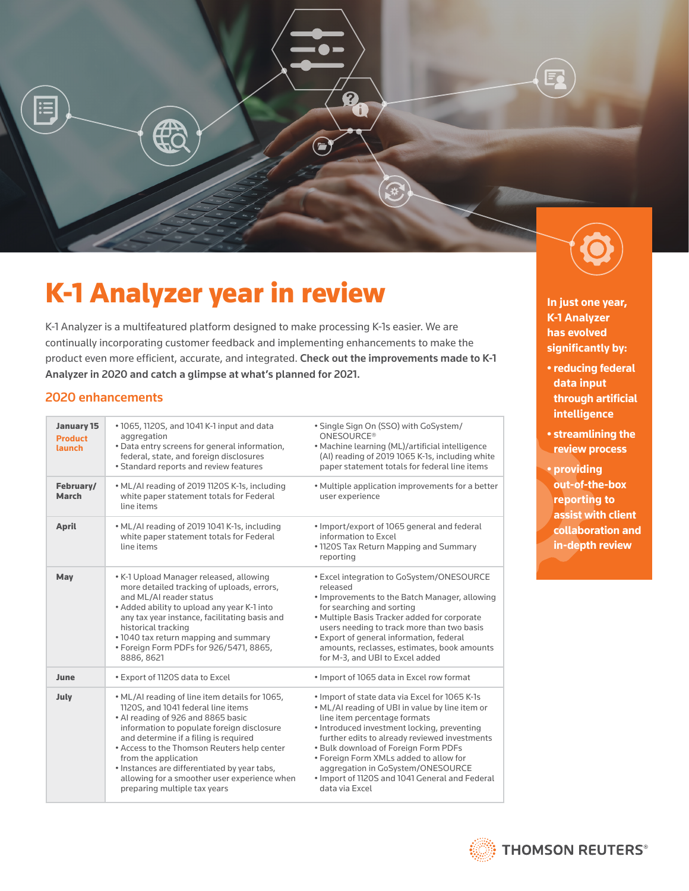# K-1 Analyzer year in review

K-1 Analyzer is a multifeatured platform designed to make processing K-1s easier. We are continually incorporating customer feedback and implementing enhancements to make the product even more efficient, accurate, and integrated. **Check out the improvements made to K-1 Analyzer in 2020 and catch a glimpse at what's planned for 2021.**

## 2020 enhancements

| Month | Enhancements | Enhancements |
|---|---|---|
| **January 15** Product launch | • 1065, 1120S, and 1041 K-1 input and data aggregation<br>• Data entry screens for general information, federal, state, and foreign disclosures<br>• Standard reports and review features | • Single Sign On (SSO) with GoSystem/ ONESOURCE®<br>• Machine learning (ML)/artificial intelligence (AI) reading of 2019 1065 K-1s, including white paper statement totals for federal line items |
| **February/ March** | • ML/AI reading of 2019 1120S K-1s, including white paper statement totals for Federal line items | • Multiple application improvements for a better user experience |
| **April** | • ML/AI reading of 2019 1041 K-1s, including white paper statement totals for Federal line items | • Import/export of 1065 general and federal information to Excel<br>• 1120S Tax Return Mapping and Summary reporting |
| **May** | • K-1 Upload Manager released, allowing more detailed tracking of uploads, errors, and ML/AI reader status<br>• Added ability to upload any year K-1 into any tax year instance, facilitating basis and historical tracking<br>• 1040 tax return mapping and summary<br>• Foreign Form PDFs for 926/5471, 8865, 8886, 8621 | • Excel integration to GoSystem/ONESOURCE released<br>• Improvements to the Batch Manager, allowing for searching and sorting<br>• Multiple Basis Tracker added for corporate users needing to track more than two basis<br>• Export of general information, federal amounts, reclasses, estimates, book amounts for M-3, and UBI to Excel added |
| **June** | • Export of 1120S data to Excel | • Import of 1065 data in Excel row format |
| **July** | • ML/AI reading of line item details for 1065, 1120S, and 1041 federal line items<br>• AI reading of 926 and 8865 basic information to populate foreign disclosure and determine if a filing is required<br>• Access to the Thomson Reuters help center from the application<br>• Instances are differentiated by year tabs, allowing for a smoother user experience when preparing multiple tax years | • Import of state data via Excel for 1065 K-1s<br>• ML/AI reading of UBI in value by line item or line item percentage formats<br>• Introduced investment locking, preventing further edits to already reviewed investments<br>• Bulk download of Foreign Form PDFs<br>• Foreign Form XMLs added to allow for aggregation in GoSystem/ONESOURCE<br>• Import of 1120S and 1041 General and Federal data via Excel |

**In just one year, K-1 Analyzer has evolved significantly by:**

- **reducing federal data input through artificial intelligence**
- **streamlining the review process**
- **providing out-of-the-box reporting to assist with client collaboration and in-depth review**

THOMSON REUTERS®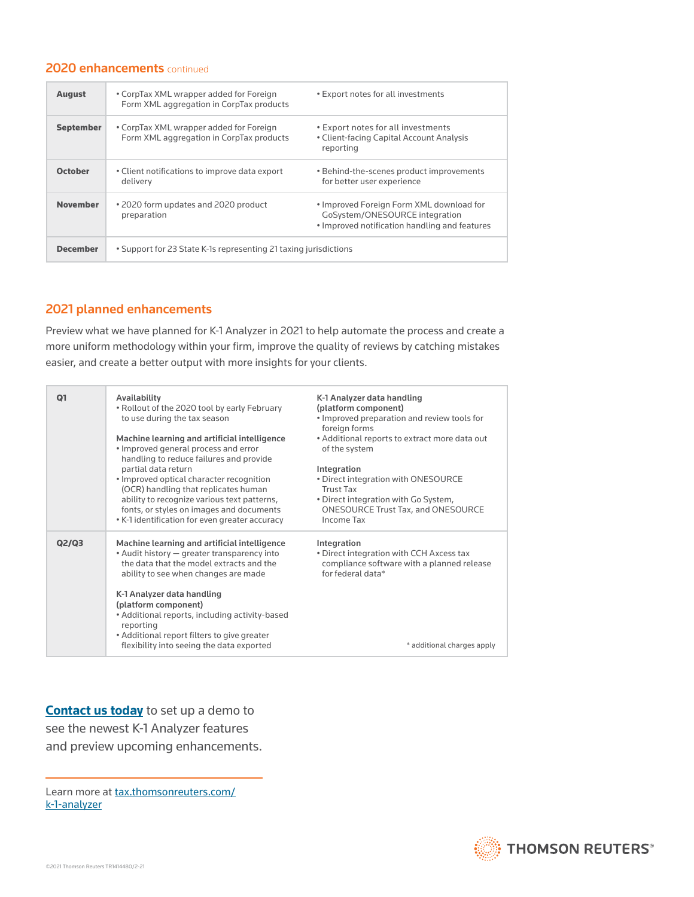## 2020 enhancements continued

| | | |
|---|---|---|
| **August** | • CorpTax XML wrapper added for Foreign Form XML aggregation in CorpTax products | • Export notes for all investments |
| **September** | • CorpTax XML wrapper added for Foreign Form XML aggregation in CorpTax products | • Export notes for all investments<br>• Client-facing Capital Account Analysis reporting |
| **October** | • Client notifications to improve data export delivery | • Behind-the-scenes product improvements for better user experience |
| **November** | • 2020 form updates and 2020 product preparation | • Improved Foreign Form XML download for GoSystem/ONESOURCE integration<br>• Improved notification handling and features |
| **December** | • Support for 23 State K-1s representing 21 taxing jurisdictions | |

## 2021 planned enhancements

Preview what we have planned for K-1 Analyzer in 2021 to help automate the process and create a more uniform methodology within your firm, improve the quality of reviews by catching mistakes easier, and create a better output with more insights for your clients.

| | | |
|---|---|---|
| **Q1** | **Availability**<br>• Rollout of the 2020 tool by early February to use during the tax season<br><br>**Machine learning and artificial intelligence**<br>• Improved general process and error handling to reduce failures and provide partial data return<br>• Improved optical character recognition (OCR) handling that replicates human ability to recognize various text patterns, fonts, or styles on images and documents<br>• K-1 identification for even greater accuracy | **K-1 Analyzer data handling (platform component)**<br>• Improved preparation and review tools for foreign forms<br>• Additional reports to extract more data out of the system<br><br>**Integration**<br>• Direct integration with ONESOURCE Trust Tax<br>• Direct integration with Go System, ONESOURCE Trust Tax, and ONESOURCE Income Tax |
| **Q2/Q3** | **Machine learning and artificial intelligence**<br>• Audit history — greater transparency into the data that the model extracts and the ability to see when changes are made<br><br>**K-1 Analyzer data handling (platform component)**<br>• Additional reports, including activity-based reporting<br>• Additional report filters to give greater flexibility into seeing the data exported | **Integration**<br>• Direct integration with CCH Axcess tax compliance software with a planned release for federal data*<br><br>* additional charges apply |

**Contact us today** to set up a demo to see the newest K-1 Analyzer features and preview upcoming enhancements.

Learn more at tax.thomsonreuters.com/k-1-analyzer

THOMSON REUTERS®

©2021 Thomson Reuters TR1414480/2-21